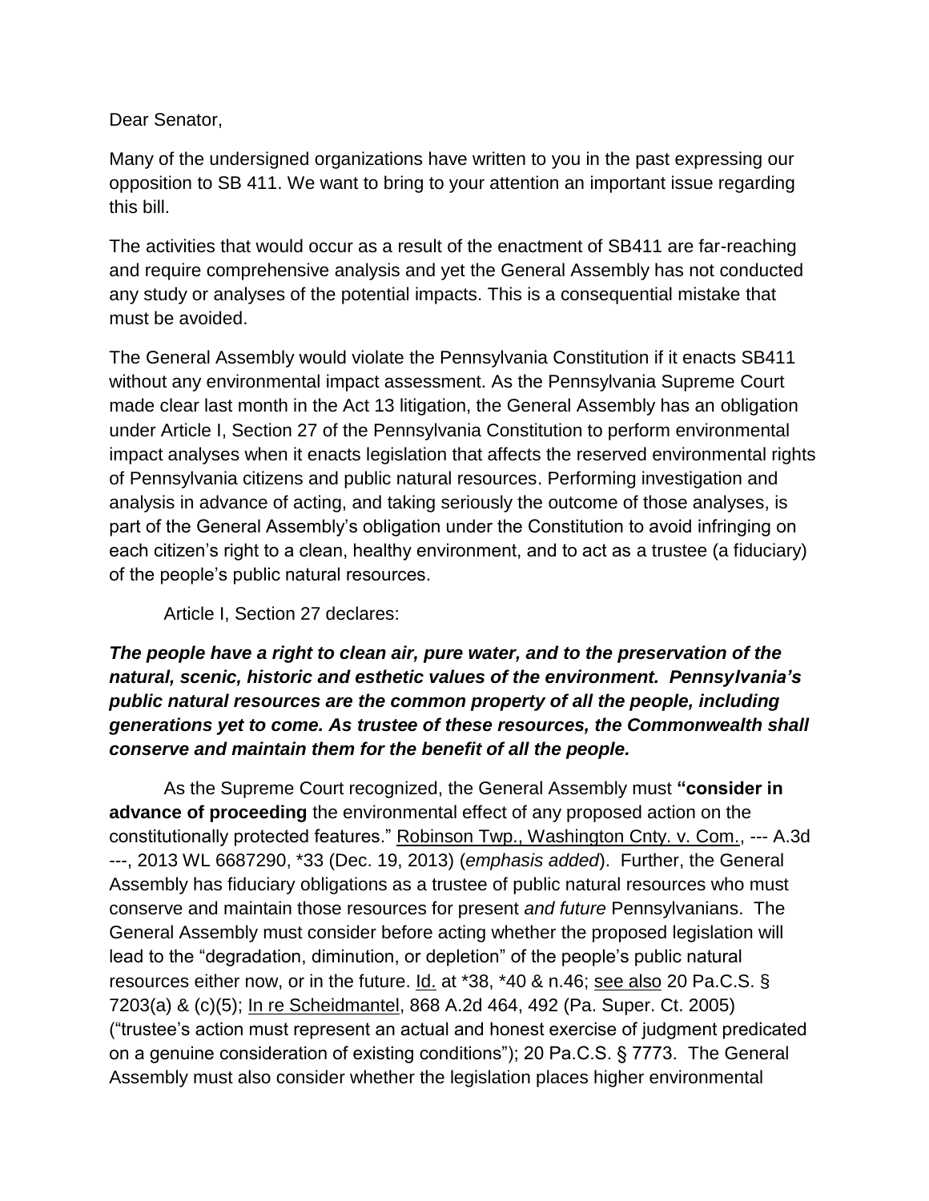Dear Senator,

Many of the undersigned organizations have written to you in the past expressing our opposition to SB 411. We want to bring to your attention an important issue regarding this bill.

The activities that would occur as a result of the enactment of SB411 are far-reaching and require comprehensive analysis and yet the General Assembly has not conducted any study or analyses of the potential impacts. This is a consequential mistake that must be avoided.

The General Assembly would violate the Pennsylvania Constitution if it enacts SB411 without any environmental impact assessment. As the Pennsylvania Supreme Court made clear last month in the Act 13 litigation, the General Assembly has an obligation under Article I, Section 27 of the Pennsylvania Constitution to perform environmental impact analyses when it enacts legislation that affects the reserved environmental rights of Pennsylvania citizens and public natural resources. Performing investigation and analysis in advance of acting, and taking seriously the outcome of those analyses, is part of the General Assembly's obligation under the Constitution to avoid infringing on each citizen's right to a clean, healthy environment, and to act as a trustee (a fiduciary) of the people's public natural resources.

Article I, Section 27 declares:

***The people have a right to clean air, pure water, and to the preservation of the natural, scenic, historic and esthetic values of the environment. Pennsylvania's public natural resources are the common property of all the people, including generations yet to come. As trustee of these resources, the Commonwealth shall conserve and maintain them for the benefit of all the people.***

As the Supreme Court recognized, the General Assembly must **"consider in advance of proceeding** the environmental effect of any proposed action on the constitutionally protected features." Robinson Twp., Washington Cnty. v. Com., --- A.3d ---, 2013 WL 6687290, *33 (Dec. 19, 2013) (*emphasis added*). Further, the General Assembly has fiduciary obligations as a trustee of public natural resources who must conserve and maintain those resources for present *and future* Pennsylvanians. The General Assembly must consider before acting whether the proposed legislation will lead to the "degradation, diminution, or depletion" of the people's public natural resources either now, or in the future. Id. at *38, *40 & n.46; see also 20 Pa.C.S. § 7203(a) & (c)(5); In re Scheidmantel, 868 A.2d 464, 492 (Pa. Super. Ct. 2005) ("trustee's action must represent an actual and honest exercise of judgment predicated on a genuine consideration of existing conditions"); 20 Pa.C.S. § 7773. The General Assembly must also consider whether the legislation places higher environmental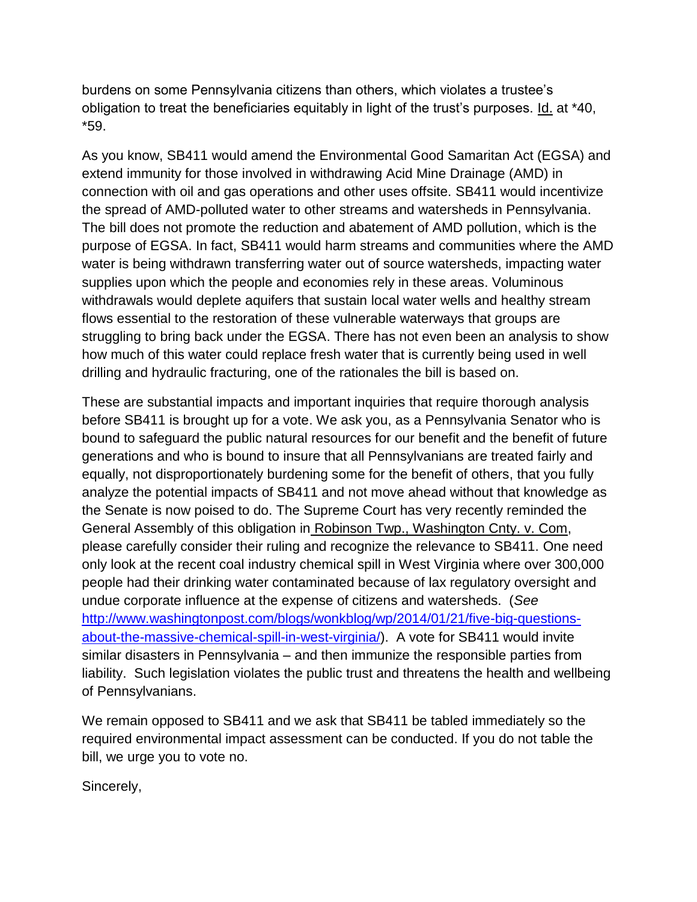burdens on some Pennsylvania citizens than others, which violates a trustee's obligation to treat the beneficiaries equitably in light of the trust's purposes. Id. at *40, *59.

As you know, SB411 would amend the Environmental Good Samaritan Act (EGSA) and extend immunity for those involved in withdrawing Acid Mine Drainage (AMD) in connection with oil and gas operations and other uses offsite. SB411 would incentivize the spread of AMD-polluted water to other streams and watersheds in Pennsylvania. The bill does not promote the reduction and abatement of AMD pollution, which is the purpose of EGSA. In fact, SB411 would harm streams and communities where the AMD water is being withdrawn transferring water out of source watersheds, impacting water supplies upon which the people and economies rely in these areas. Voluminous withdrawals would deplete aquifers that sustain local water wells and healthy stream flows essential to the restoration of these vulnerable waterways that groups are struggling to bring back under the EGSA. There has not even been an analysis to show how much of this water could replace fresh water that is currently being used in well drilling and hydraulic fracturing, one of the rationales the bill is based on.

These are substantial impacts and important inquiries that require thorough analysis before SB411 is brought up for a vote. We ask you, as a Pennsylvania Senator who is bound to safeguard the public natural resources for our benefit and the benefit of future generations and who is bound to insure that all Pennsylvanians are treated fairly and equally, not disproportionately burdening some for the benefit of others, that you fully analyze the potential impacts of SB411 and not move ahead without that knowledge as the Senate is now poised to do. The Supreme Court has very recently reminded the General Assembly of this obligation in Robinson Twp., Washington Cnty. v. Com, please carefully consider their ruling and recognize the relevance to SB411. One need only look at the recent coal industry chemical spill in West Virginia where over 300,000 people had their drinking water contaminated because of lax regulatory oversight and undue corporate influence at the expense of citizens and watersheds. (*See* http://www.washingtonpost.com/blogs/wonkblog/wp/2014/01/21/five-big-questions-about-the-massive-chemical-spill-in-west-virginia/). A vote for SB411 would invite similar disasters in Pennsylvania – and then immunize the responsible parties from liability. Such legislation violates the public trust and threatens the health and wellbeing of Pennsylvanians.

We remain opposed to SB411 and we ask that SB411 be tabled immediately so the required environmental impact assessment can be conducted. If you do not table the bill, we urge you to vote no.

Sincerely,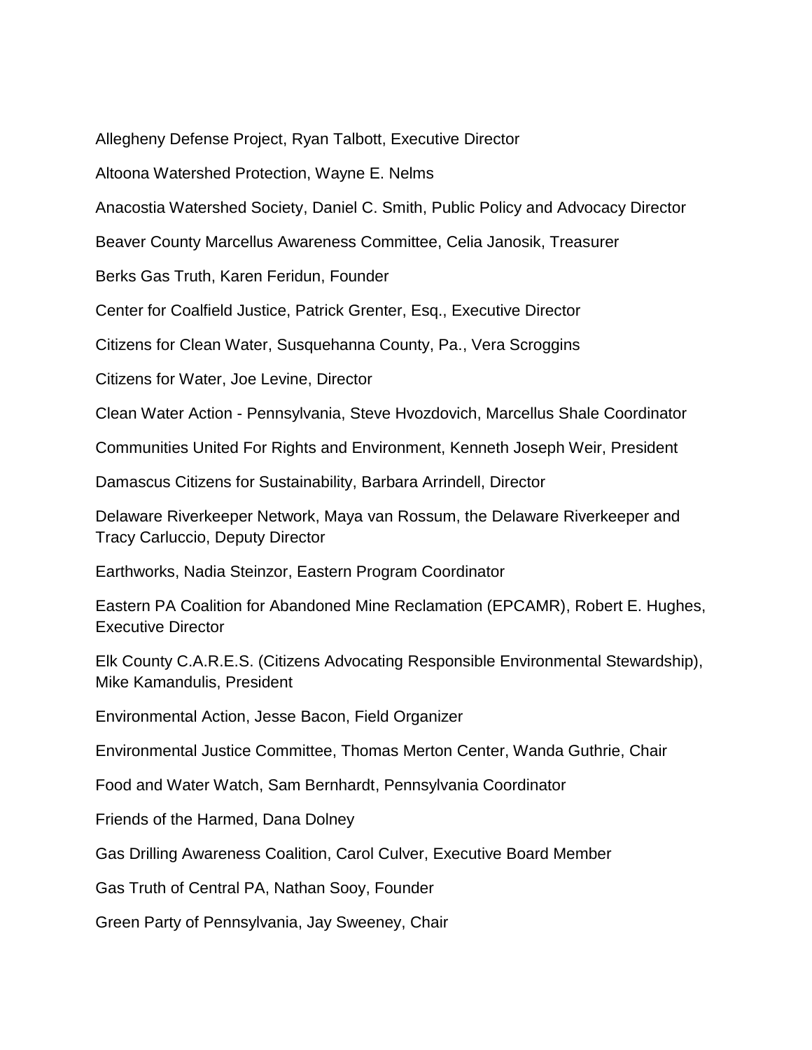Allegheny Defense Project, Ryan Talbott, Executive Director

Altoona Watershed Protection, Wayne E. Nelms

Anacostia Watershed Society, Daniel C. Smith, Public Policy and Advocacy Director

Beaver County Marcellus Awareness Committee, Celia Janosik, Treasurer

Berks Gas Truth, Karen Feridun, Founder

Center for Coalfield Justice, Patrick Grenter, Esq., Executive Director

Citizens for Clean Water, Susquehanna County, Pa., Vera Scroggins

Citizens for Water, Joe Levine, Director

Clean Water Action - Pennsylvania, Steve Hvozdovich, Marcellus Shale Coordinator

Communities United For Rights and Environment, Kenneth Joseph Weir, President

Damascus Citizens for Sustainability, Barbara Arrindell, Director

Delaware Riverkeeper Network, Maya van Rossum, the Delaware Riverkeeper and Tracy Carluccio, Deputy Director

Earthworks, Nadia Steinzor, Eastern Program Coordinator

Eastern PA Coalition for Abandoned Mine Reclamation (EPCAMR), Robert E. Hughes, Executive Director

Elk County C.A.R.E.S. (Citizens Advocating Responsible Environmental Stewardship), Mike Kamandulis, President

Environmental Action, Jesse Bacon, Field Organizer

Environmental Justice Committee, Thomas Merton Center, Wanda Guthrie, Chair

Food and Water Watch, Sam Bernhardt, Pennsylvania Coordinator

Friends of the Harmed, Dana Dolney

Gas Drilling Awareness Coalition, Carol Culver, Executive Board Member

Gas Truth of Central PA, Nathan Sooy, Founder

Green Party of Pennsylvania, Jay Sweeney, Chair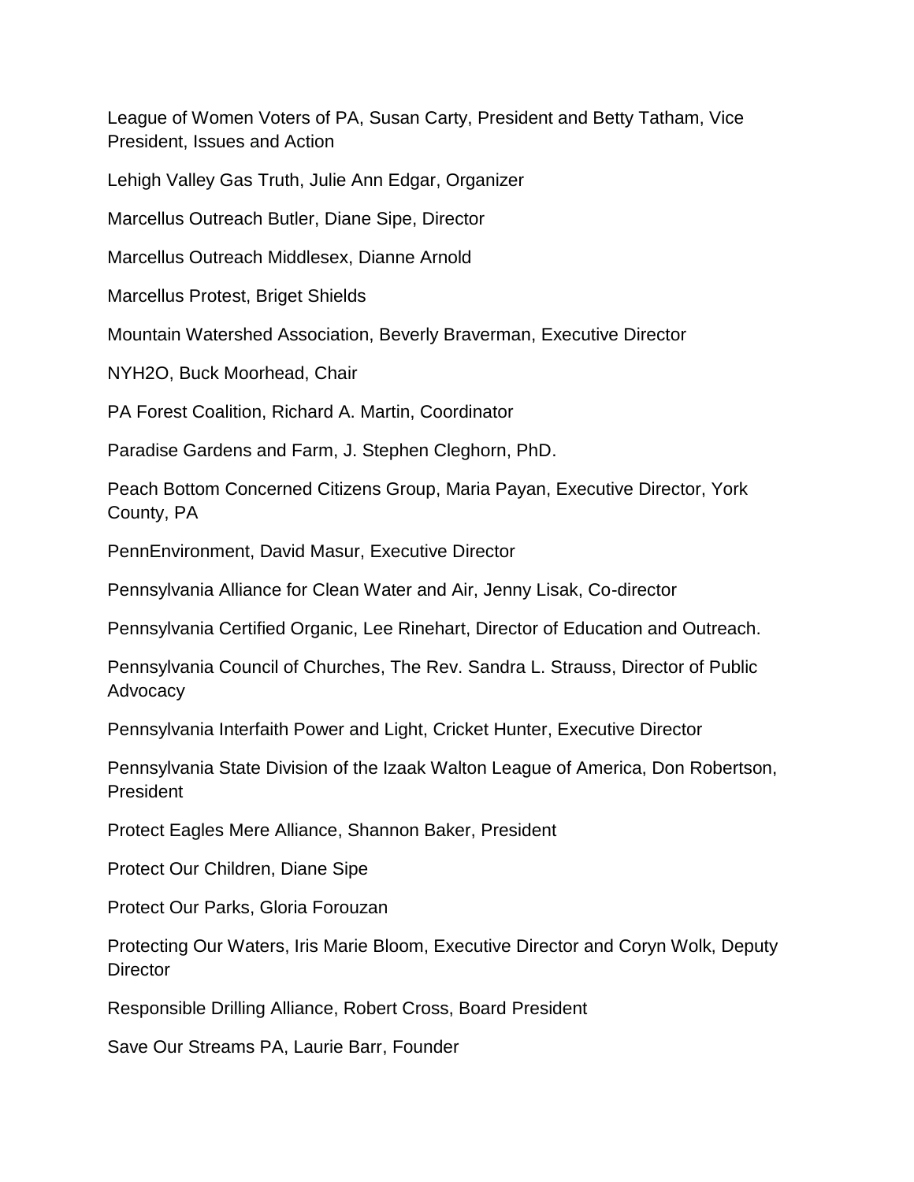League of Women Voters of PA, Susan Carty, President and Betty Tatham, Vice President, Issues and Action

Lehigh Valley Gas Truth, Julie Ann Edgar, Organizer

Marcellus Outreach Butler, Diane Sipe, Director

Marcellus Outreach Middlesex, Dianne Arnold

Marcellus Protest, Briget Shields

Mountain Watershed Association, Beverly Braverman, Executive Director

NYH2O, Buck Moorhead, Chair

PA Forest Coalition, Richard A. Martin, Coordinator

Paradise Gardens and Farm, J. Stephen Cleghorn, PhD.

Peach Bottom Concerned Citizens Group, Maria Payan, Executive Director, York County, PA

PennEnvironment, David Masur, Executive Director

Pennsylvania Alliance for Clean Water and Air, Jenny Lisak, Co-director

Pennsylvania Certified Organic, Lee Rinehart, Director of Education and Outreach.

Pennsylvania Council of Churches, The Rev. Sandra L. Strauss, Director of Public Advocacy

Pennsylvania Interfaith Power and Light, Cricket Hunter, Executive Director

Pennsylvania State Division of the Izaak Walton League of America, Don Robertson, President

Protect Eagles Mere Alliance, Shannon Baker, President

Protect Our Children, Diane Sipe

Protect Our Parks, Gloria Forouzan

Protecting Our Waters, Iris Marie Bloom, Executive Director and Coryn Wolk, Deputy Director

Responsible Drilling Alliance, Robert Cross, Board President

Save Our Streams PA, Laurie Barr, Founder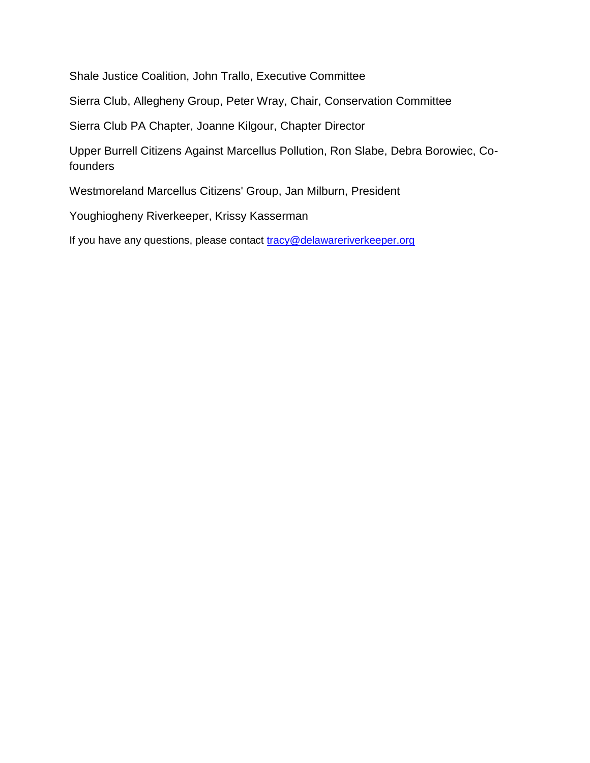Shale Justice Coalition, John Trallo, Executive Committee

Sierra Club, Allegheny Group, Peter Wray, Chair, Conservation Committee

Sierra Club PA Chapter, Joanne Kilgour, Chapter Director

Upper Burrell Citizens Against Marcellus Pollution, Ron Slabe, Debra Borowiec, Co-founders

Westmoreland Marcellus Citizens' Group, Jan Milburn, President

Youghiogheny Riverkeeper, Krissy Kasserman

If you have any questions, please contact [tracy@delawareriverkeeper.org](mailto:tracy@delawareriverkeeper.org)